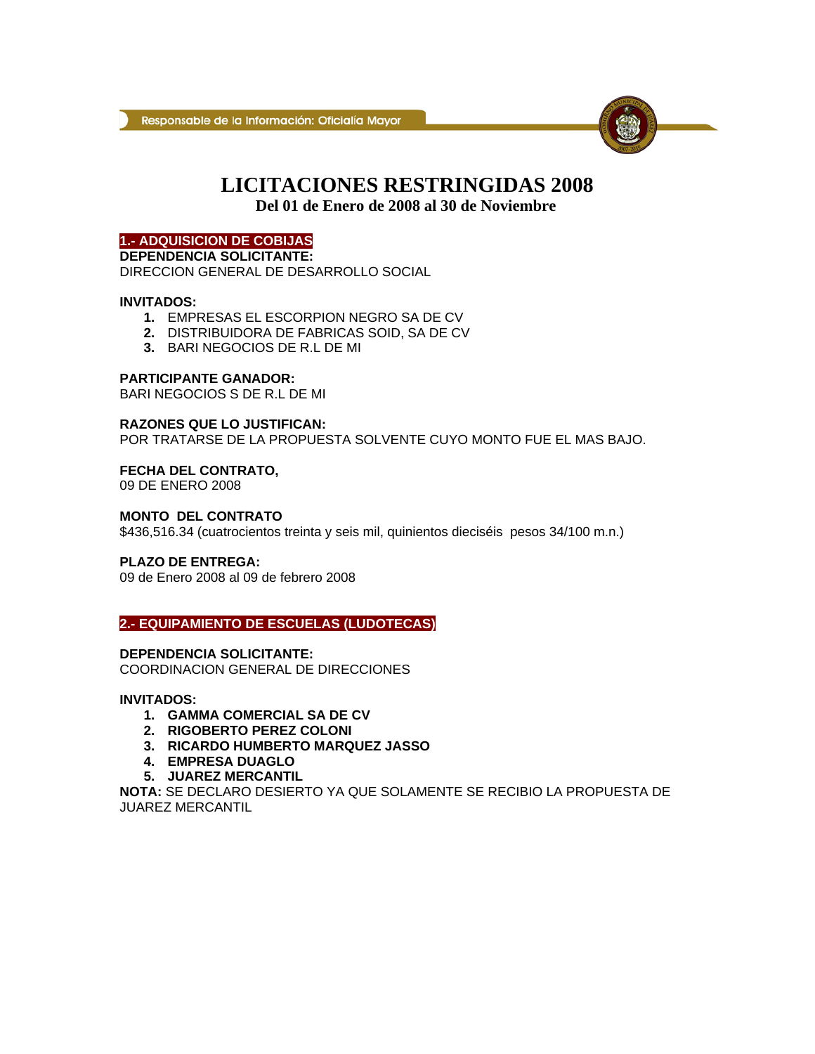# LICITACIONES RESTRINGIDAS 2008

**Del 01 de Enero de 2008 al 30 de Noviembre**

## 1.- ADQUISICION DE COBIJAS

**DEPENDENCIA SOLICITANTE:**
DIRECCION GENERAL DE DESARROLLO SOCIAL

**INVITADOS:**

1. EMPRESAS EL ESCORPION NEGRO SA DE CV
2. DISTRIBUIDORA DE FABRICAS SOID, SA DE CV
3. BARI NEGOCIOS DE R.L DE MI

**PARTICIPANTE GANADOR:**
BARI NEGOCIOS S DE R.L DE MI

**RAZONES QUE LO JUSTIFICAN:**
POR TRATARSE DE LA PROPUESTA SOLVENTE CUYO MONTO FUE EL MAS BAJO.

**FECHA DEL CONTRATO,**
09 DE ENERO 2008

**MONTO DEL CONTRATO**
$436,516.34 (cuatrocientos treinta y seis mil, quinientos dieciséis pesos 34/100 m.n.)

**PLAZO DE ENTREGA:**
09 de Enero 2008 al 09 de febrero 2008

## 2.- EQUIPAMIENTO DE ESCUELAS (LUDOTECAS)

**DEPENDENCIA SOLICITANTE:**
COORDINACION GENERAL DE DIRECCIONES

**INVITADOS:**

1. **GAMMA COMERCIAL SA DE CV**
2. **RIGOBERTO PEREZ COLONI**
3. **RICARDO HUMBERTO MARQUEZ JASSO**
4. **EMPRESA DUAGLO**
5. **JUAREZ MERCANTIL**

**NOTA:** SE DECLARO DESIERTO YA QUE SOLAMENTE SE RECIBIO LA PROPUESTA DE JUAREZ MERCANTIL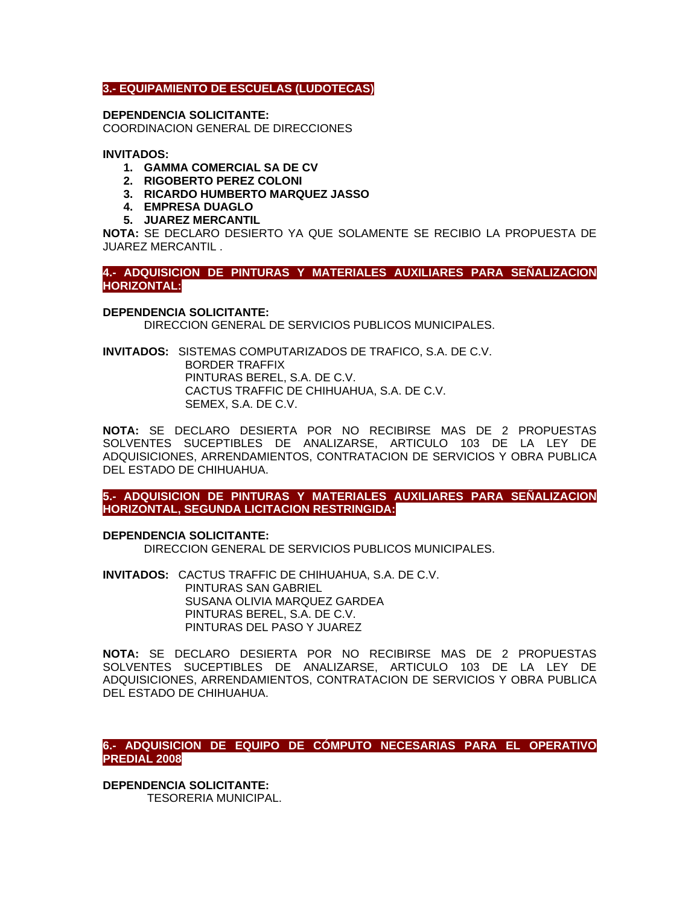### 3.- EQUIPAMIENTO DE ESCUELAS (LUDOTECAS)

**DEPENDENCIA SOLICITANTE:**
COORDINACION GENERAL DE DIRECCIONES

**INVITADOS:**

1. **GAMMA COMERCIAL SA DE CV**
2. **RIGOBERTO PEREZ COLONI**
3. **RICARDO HUMBERTO MARQUEZ JASSO**
4. **EMPRESA DUAGLO**
5. **JUAREZ MERCANTIL**

**NOTA:** SE DECLARO DESIERTO YA QUE SOLAMENTE SE RECIBIO LA PROPUESTA DE JUAREZ MERCANTIL .

### 4.- ADQUISICION DE PINTURAS Y MATERIALES AUXILIARES PARA SEÑALIZACION HORIZONTAL:

**DEPENDENCIA SOLICITANTE:**
DIRECCION GENERAL DE SERVICIOS PUBLICOS MUNICIPALES.

**INVITADOS:** SISTEMAS COMPUTARIZADOS DE TRAFICO, S.A. DE C.V.
BORDER TRAFFIX
PINTURAS BEREL, S.A. DE C.V.
CACTUS TRAFFIC DE CHIHUAHUA, S.A. DE C.V.
SEMEX, S.A. DE C.V.

**NOTA:** SE DECLARO DESIERTA POR NO RECIBIRSE MAS DE 2 PROPUESTAS SOLVENTES SUCEPTIBLES DE ANALIZARSE, ARTICULO 103 DE LA LEY DE ADQUISICIONES, ARRENDAMIENTOS, CONTRATACION DE SERVICIOS Y OBRA PUBLICA DEL ESTADO DE CHIHUAHUA.

### 5.- ADQUISICION DE PINTURAS Y MATERIALES AUXILIARES PARA SEÑALIZACION HORIZONTAL, SEGUNDA LICITACION RESTRINGIDA:

**DEPENDENCIA SOLICITANTE:**
DIRECCION GENERAL DE SERVICIOS PUBLICOS MUNICIPALES.

**INVITADOS:** CACTUS TRAFFIC DE CHIHUAHUA, S.A. DE C.V.
PINTURAS SAN GABRIEL
SUSANA OLIVIA MARQUEZ GARDEA
PINTURAS BEREL, S.A. DE C.V.
PINTURAS DEL PASO Y JUAREZ

**NOTA:** SE DECLARO DESIERTA POR NO RECIBIRSE MAS DE 2 PROPUESTAS SOLVENTES SUCEPTIBLES DE ANALIZARSE, ARTICULO 103 DE LA LEY DE ADQUISICIONES, ARRENDAMIENTOS, CONTRATACION DE SERVICIOS Y OBRA PUBLICA DEL ESTADO DE CHIHUAHUA.

### 6.- ADQUISICION DE EQUIPO DE CÓMPUTO NECESARIAS PARA EL OPERATIVO PREDIAL 2008

**DEPENDENCIA SOLICITANTE:**
TESORERIA MUNICIPAL.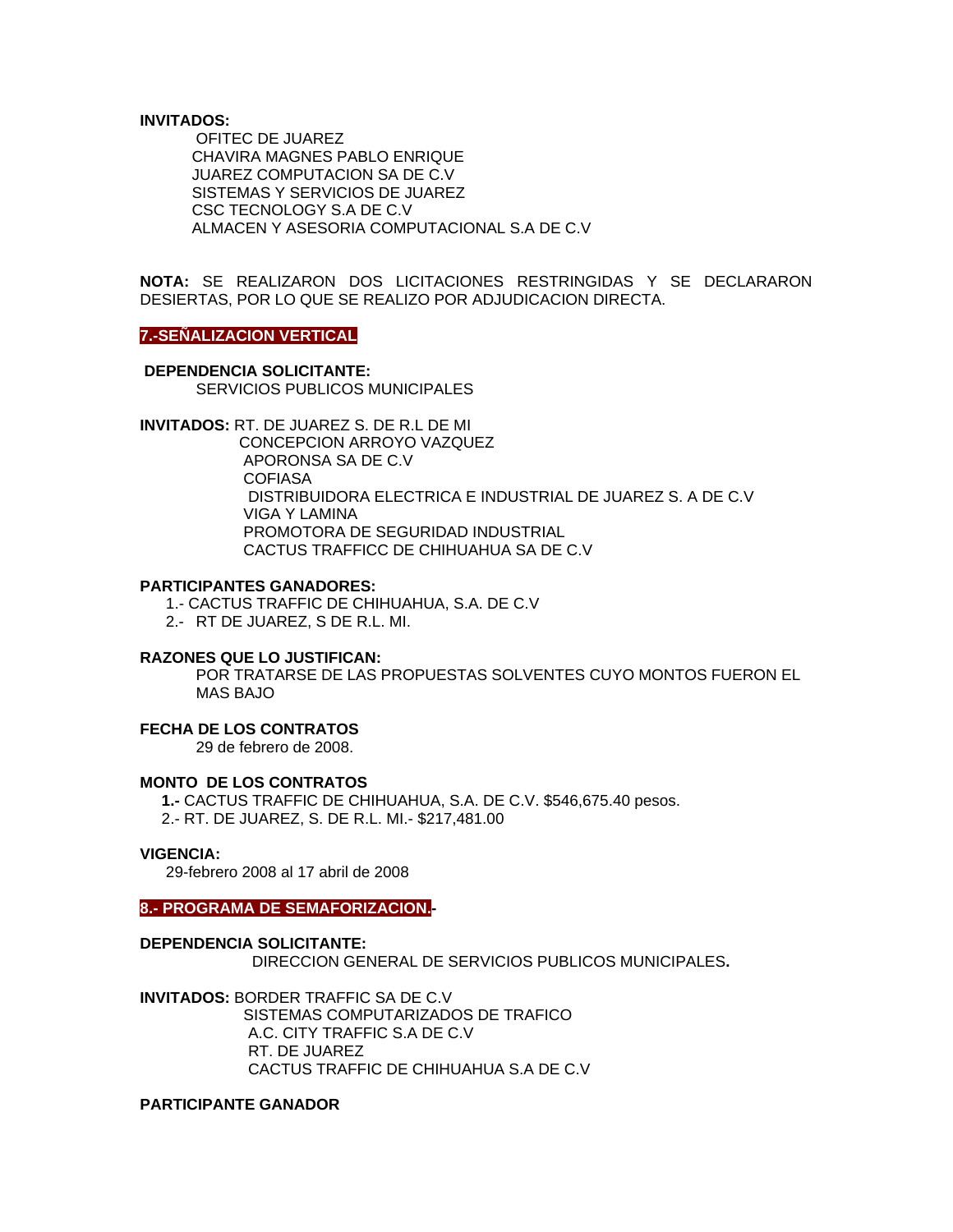**INVITADOS:**

OFITEC DE JUAREZ
CHAVIRA MAGNES PABLO ENRIQUE
JUAREZ COMPUTACION SA DE C.V
SISTEMAS Y SERVICIOS DE JUAREZ
CSC TECNOLOGY S.A DE C.V
ALMACEN Y ASESORIA COMPUTACIONAL S.A DE C.V

**NOTA:** SE REALIZARON DOS LICITACIONES RESTRINGIDAS Y SE DECLARARON DESIERTAS, POR LO QUE SE REALIZO POR ADJUDICACION DIRECTA.

## 7.-SEÑALIZACION VERTICAL

**DEPENDENCIA SOLICITANTE:**

SERVICIOS PUBLICOS MUNICIPALES

**INVITADOS:** RT. DE JUAREZ S. DE R.L DE MI
CONCEPCION ARROYO VAZQUEZ
APORONSA SA DE C.V
COFIASA
DISTRIBUIDORA ELECTRICA E INDUSTRIAL DE JUAREZ S. A DE C.V
VIGA Y LAMINA
PROMOTORA DE SEGURIDAD INDUSTRIAL
CACTUS TRAFFICC DE CHIHUAHUA SA DE C.V

**PARTICIPANTES GANADORES:**

1.- CACTUS TRAFFIC DE CHIHUAHUA, S.A. DE C.V
2.- RT DE JUAREZ, S DE R.L. MI.

**RAZONES QUE LO JUSTIFICAN:**

POR TRATARSE DE LAS PROPUESTAS SOLVENTES CUYO MONTOS FUERON EL MAS BAJO

**FECHA DE LOS CONTRATOS**

29 de febrero de 2008.

**MONTO DE LOS CONTRATOS**

**1.-** CACTUS TRAFFIC DE CHIHUAHUA, S.A. DE C.V. $546,675.40 pesos.
2.- RT. DE JUAREZ, S. DE R.L. MI.- $217,481.00

**VIGENCIA:**

29-febrero 2008 al 17 abril de 2008

## 8.- PROGRAMA DE SEMAFORIZACION.-

**DEPENDENCIA SOLICITANTE:**

DIRECCION GENERAL DE SERVICIOS PUBLICOS MUNICIPALES**.**

**INVITADOS:** BORDER TRAFFIC SA DE C.V
SISTEMAS COMPUTARIZADOS DE TRAFICO
A.C. CITY TRAFFIC S.A DE C.V
RT. DE JUAREZ
CACTUS TRAFFIC DE CHIHUAHUA S.A DE C.V

**PARTICIPANTE GANADOR**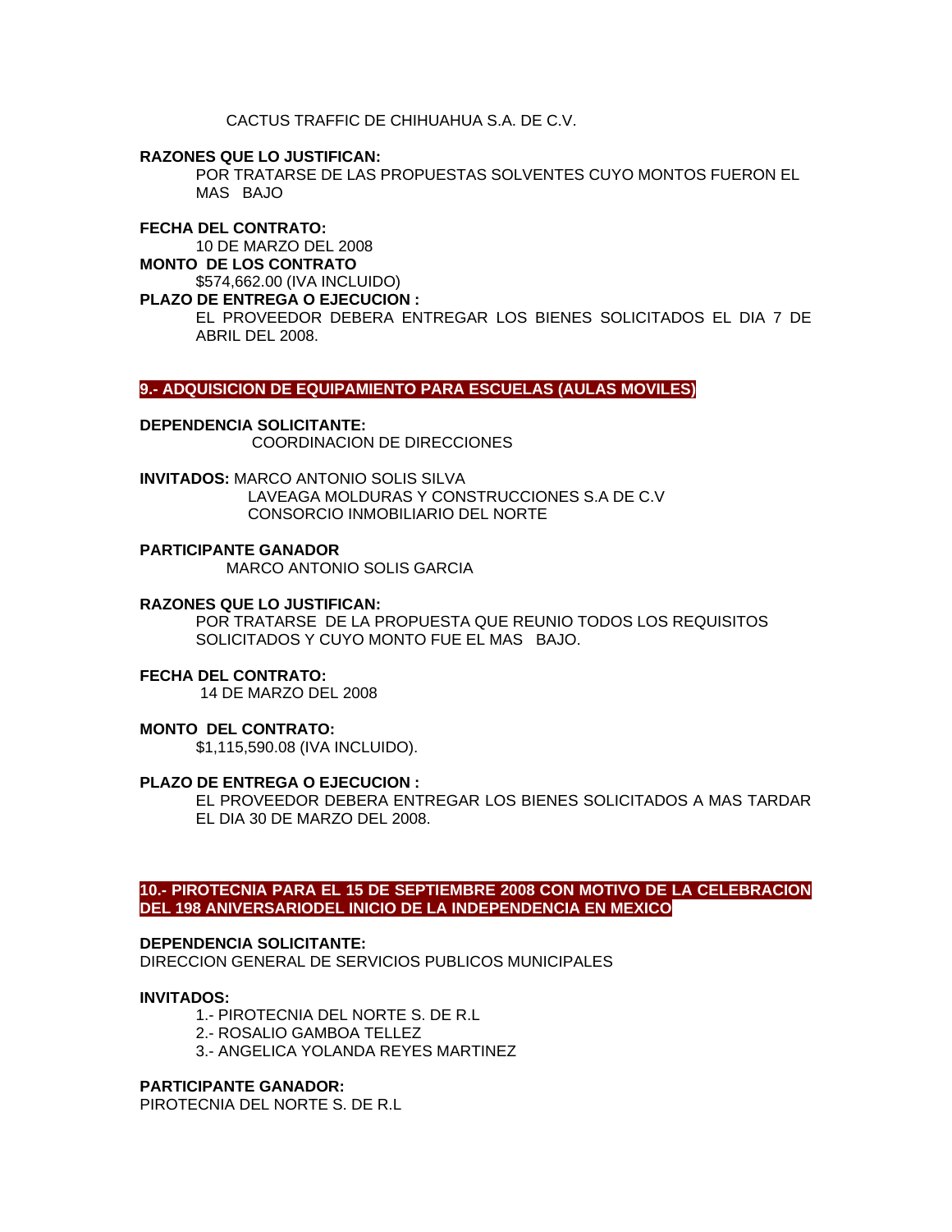CACTUS TRAFFIC DE CHIHUAHUA S.A. DE C.V.

**RAZONES QUE LO JUSTIFICAN:**

POR TRATARSE DE LAS PROPUESTAS SOLVENTES CUYO MONTOS FUERON EL MAS BAJO

**FECHA DEL CONTRATO:**

10 DE MARZO DEL 2008

**MONTO DE LOS CONTRATO**

$574,662.00 (IVA INCLUIDO)

**PLAZO DE ENTREGA O EJECUCION :**

EL PROVEEDOR DEBERA ENTREGAR LOS BIENES SOLICITADOS EL DIA 7 DE ABRIL DEL 2008.

## 9.- ADQUISICION DE EQUIPAMIENTO PARA ESCUELAS (AULAS MOVILES)

**DEPENDENCIA SOLICITANTE:**

COORDINACION DE DIRECCIONES

**INVITADOS:** MARCO ANTONIO SOLIS SILVA

LAVEAGA MOLDURAS Y CONSTRUCCIONES S.A DE C.V

CONSORCIO INMOBILIARIO DEL NORTE

**PARTICIPANTE GANADOR**

MARCO ANTONIO SOLIS GARCIA

**RAZONES QUE LO JUSTIFICAN:**

POR TRATARSE DE LA PROPUESTA QUE REUNIO TODOS LOS REQUISITOS SOLICITADOS Y CUYO MONTO FUE EL MAS BAJO.

**FECHA DEL CONTRATO:**

14 DE MARZO DEL 2008

**MONTO DEL CONTRATO:**

$1,115,590.08 (IVA INCLUIDO).

**PLAZO DE ENTREGA O EJECUCION :**

EL PROVEEDOR DEBERA ENTREGAR LOS BIENES SOLICITADOS A MAS TARDAR EL DIA 30 DE MARZO DEL 2008.

## 10.- PIROTECNIA PARA EL 15 DE SEPTIEMBRE 2008 CON MOTIVO DE LA CELEBRACION DEL 198 ANIVERSARIODEL INICIO DE LA INDEPENDENCIA EN MEXICO

**DEPENDENCIA SOLICITANTE:**

DIRECCION GENERAL DE SERVICIOS PUBLICOS MUNICIPALES

**INVITADOS:**

1.- PIROTECNIA DEL NORTE S. DE R.L
2.- ROSALIO GAMBOA TELLEZ
3.- ANGELICA YOLANDA REYES MARTINEZ

**PARTICIPANTE GANADOR:**

PIROTECNIA DEL NORTE S. DE R.L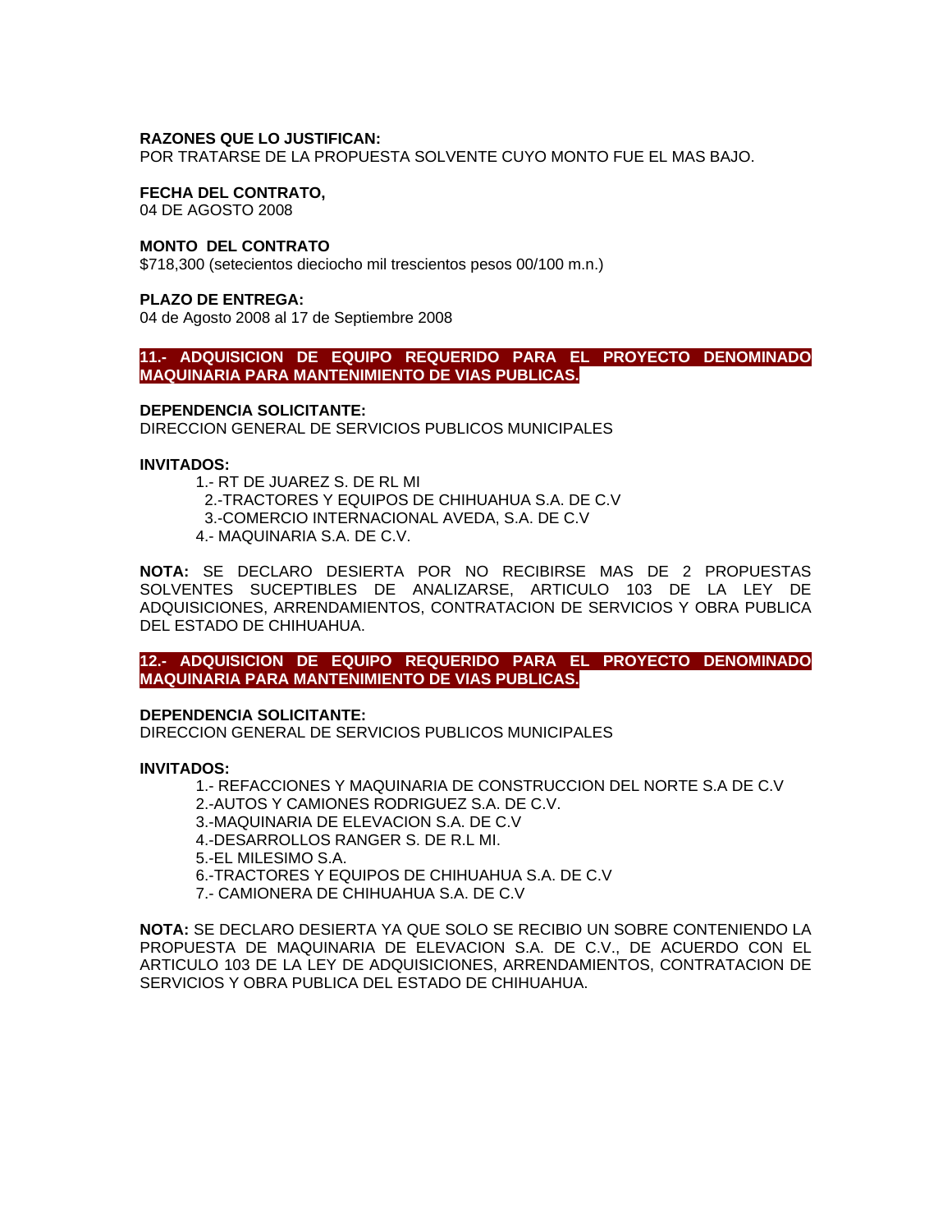**RAZONES QUE LO JUSTIFICAN:**
POR TRATARSE DE LA PROPUESTA SOLVENTE CUYO MONTO FUE EL MAS BAJO.

**FECHA DEL CONTRATO,**
04 DE AGOSTO 2008

**MONTO DEL CONTRATO**
$718,300 (setecientos dieciocho mil trescientos pesos 00/100 m.n.)

**PLAZO DE ENTREGA:**
04 de Agosto 2008 al 17 de Septiembre 2008

**11.- ADQUISICION DE EQUIPO REQUERIDO PARA EL PROYECTO DENOMINADO MAQUINARIA PARA MANTENIMIENTO DE VIAS PUBLICAS.**

**DEPENDENCIA SOLICITANTE:**
DIRECCION GENERAL DE SERVICIOS PUBLICOS MUNICIPALES

**INVITADOS:**

1.- RT DE JUAREZ S. DE RL MI
2.-TRACTORES Y EQUIPOS DE CHIHUAHUA S.A. DE C.V
3.-COMERCIO INTERNACIONAL AVEDA, S.A. DE C.V
4.- MAQUINARIA S.A. DE C.V.

**NOTA:** SE DECLARO DESIERTA POR NO RECIBIRSE MAS DE 2 PROPUESTAS SOLVENTES SUCEPTIBLES DE ANALIZARSE, ARTICULO 103 DE LA LEY DE ADQUISICIONES, ARRENDAMIENTOS, CONTRATACION DE SERVICIOS Y OBRA PUBLICA DEL ESTADO DE CHIHUAHUA.

**12.- ADQUISICION DE EQUIPO REQUERIDO PARA EL PROYECTO DENOMINADO MAQUINARIA PARA MANTENIMIENTO DE VIAS PUBLICAS.**

**DEPENDENCIA SOLICITANTE:**
DIRECCION GENERAL DE SERVICIOS PUBLICOS MUNICIPALES

**INVITADOS:**

1.- REFACCIONES Y MAQUINARIA DE CONSTRUCCION DEL NORTE S.A DE C.V
2.-AUTOS Y CAMIONES RODRIGUEZ S.A. DE C.V.
3.-MAQUINARIA DE ELEVACION S.A. DE C.V
4.-DESARROLLOS RANGER S. DE R.L MI.
5.-EL MILESIMO S.A.
6.-TRACTORES Y EQUIPOS DE CHIHUAHUA S.A. DE C.V
7.- CAMIONERA DE CHIHUAHUA S.A. DE C.V

**NOTA:** SE DECLARO DESIERTA YA QUE SOLO SE RECIBIO UN SOBRE CONTENIENDO LA PROPUESTA DE MAQUINARIA DE ELEVACION S.A. DE C.V., DE ACUERDO CON EL ARTICULO 103 DE LA LEY DE ADQUISICIONES, ARRENDAMIENTOS, CONTRATACION DE SERVICIOS Y OBRA PUBLICA DEL ESTADO DE CHIHUAHUA.